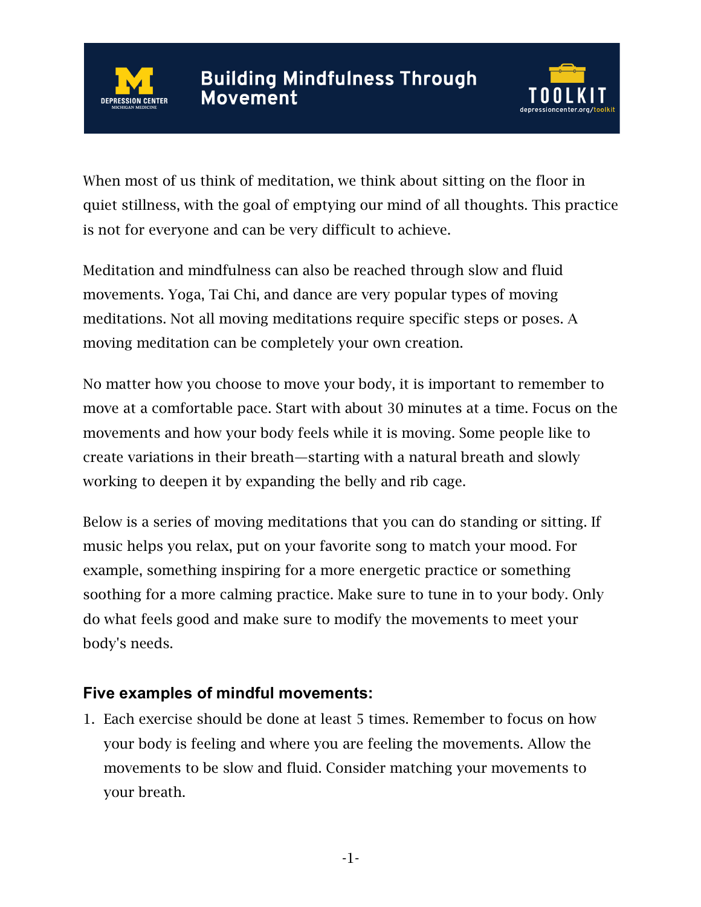# Building Mindfulness Through Movement

When most of us think of meditation, we think about sitting on the floor in quiet stillness, with the goal of emptying our mind of all thoughts. This practice is not for everyone and can be very difficult to achieve.

Meditation and mindfulness can also be reached through slow and fluid movements. Yoga, Tai Chi, and dance are very popular types of moving meditations. Not all moving meditations require specific steps or poses. A moving meditation can be completely your own creation.

No matter how you choose to move your body, it is important to remember to move at a comfortable pace. Start with about 30 minutes at a time. Focus on the movements and how your body feels while it is moving. Some people like to create variations in their breath—starting with a natural breath and slowly working to deepen it by expanding the belly and rib cage.

Below is a series of moving meditations that you can do standing or sitting. If music helps you relax, put on your favorite song to match your mood. For example, something inspiring for a more energetic practice or something soothing for a more calming practice. Make sure to tune in to your body. Only do what feels good and make sure to modify the movements to meet your body's needs.

### Five examples of mindful movements:

1. Each exercise should be done at least 5 times. Remember to focus on how your body is feeling and where you are feeling the movements. Allow the movements to be slow and fluid. Consider matching your movements to your breath.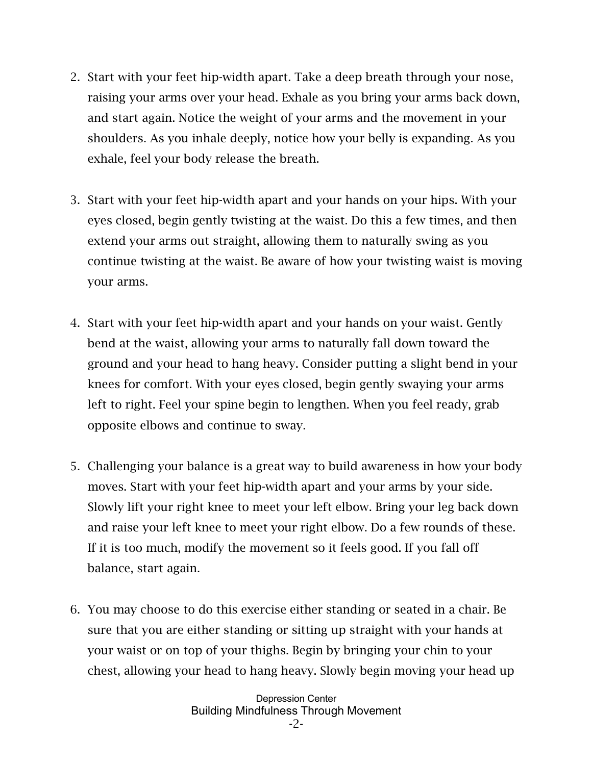2. Start with your feet hip-width apart. Take a deep breath through your nose, raising your arms over your head. Exhale as you bring your arms back down, and start again. Notice the weight of your arms and the movement in your shoulders. As you inhale deeply, notice how your belly is expanding. As you exhale, feel your body release the breath.

3. Start with your feet hip-width apart and your hands on your hips. With your eyes closed, begin gently twisting at the waist. Do this a few times, and then extend your arms out straight, allowing them to naturally swing as you continue twisting at the waist. Be aware of how your twisting waist is moving your arms.

4. Start with your feet hip-width apart and your hands on your waist. Gently bend at the waist, allowing your arms to naturally fall down toward the ground and your head to hang heavy. Consider putting a slight bend in your knees for comfort. With your eyes closed, begin gently swaying your arms left to right. Feel your spine begin to lengthen. When you feel ready, grab opposite elbows and continue to sway.

5. Challenging your balance is a great way to build awareness in how your body moves. Start with your feet hip-width apart and your arms by your side. Slowly lift your right knee to meet your left elbow. Bring your leg back down and raise your left knee to meet your right elbow. Do a few rounds of these. If it is too much, modify the movement so it feels good. If you fall off balance, start again.

6. You may choose to do this exercise either standing or seated in a chair. Be sure that you are either standing or sitting up straight with your hands at your waist or on top of your thighs. Begin by bringing your chin to your chest, allowing your head to hang heavy. Slowly begin moving your head up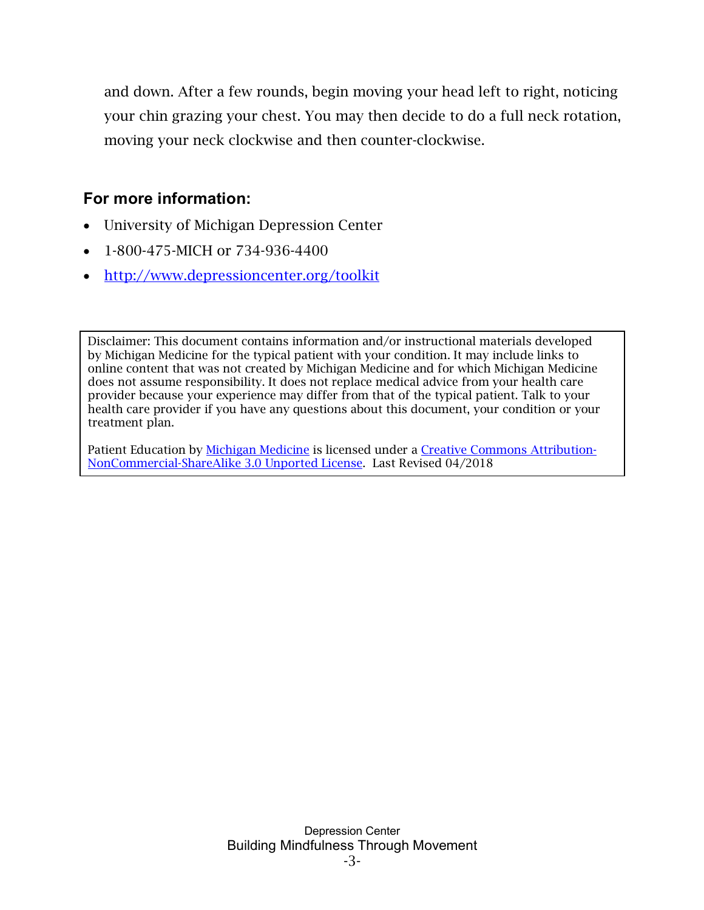and down. After a few rounds, begin moving your head left to right, noticing your chin grazing your chest. You may then decide to do a full neck rotation, moving your neck clockwise and then counter-clockwise.

## For more information:

- University of Michigan Depression Center
- 1-800-475-MICH or 734-936-4400
- [http://www.depressioncenter.org/toolkit](http://www.depressioncenter.org/toolkit)

Disclaimer: This document contains information and/or instructional materials developed by Michigan Medicine for the typical patient with your condition. It may include links to online content that was not created by Michigan Medicine and for which Michigan Medicine does not assume responsibility. It does not replace medical advice from your health care provider because your experience may differ from that of the typical patient. Talk to your health care provider if you have any questions about this document, your condition or your treatment plan.

Patient Education by Michigan Medicine is licensed under a Creative Commons Attribution-NonCommercial-ShareAlike 3.0 Unported License. Last Revised 04/2018